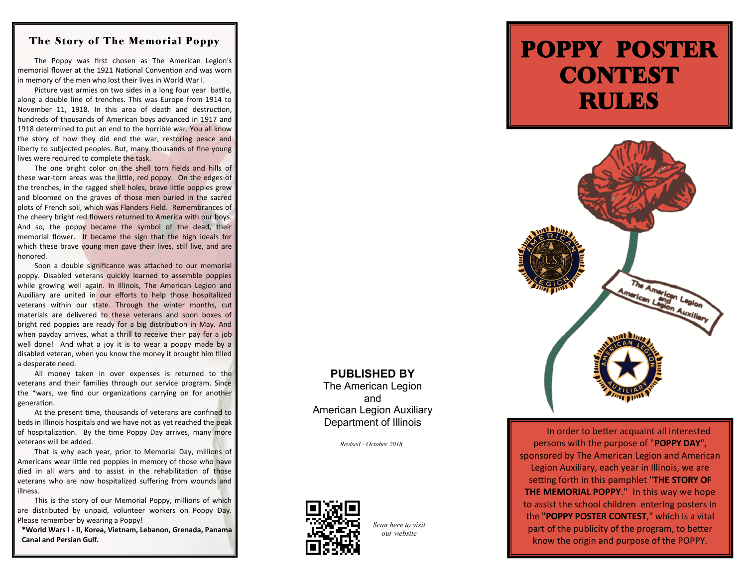## The Story of The Memorial Poppy

The Poppy was first chosen as The American Legion's memorial flower at the 1921 National Convention and was worn in memory of the men who lost their lives in World War I.

Picture vast armies on two sides in a long four year battle, along a double line of trenches. This was Europe from 1914 to November 11, 1918. In this area of death and destruction, hundreds of thousands of American boys advanced in 1917 and 1918 determined to put an end to the horrible war. You all know the story of how they did end the war, restoring peace and liberty to subjected peoples. But, many thousands of fine young lives were required to complete the task.

The one bright color on the shell torn fields and hills of these war-torn areas was the little, red poppy. On the edges of the trenches, in the ragged shell holes, brave little poppies grew and bloomed on the graves of those men buried in the sacred plots of French soil, which was Flanders Field. Remembrances of the cheery bright red flowers returned to America with our boys. And so, the poppy became the symbol of the dead, their memorial flower. It became the sign that the high ideals for which these brave young men gave their lives, still live, and are honored.

Soon a double significance was attached to our memorial poppy. Disabled veterans quickly learned to assemble poppies while growing well again. In Illinois, The American Legion and Auxiliary are united in our efforts to help those hospitalized veterans within our state. Through the winter months, cut materials are delivered to these veterans and soon boxes of bright red poppies are ready for a big distribution in May. And when payday arrives, what a thrill to receive their pay for a job well done! And what a joy it is to wear a poppy made by a disabled veteran, when you know the money it brought him filled a desperate need.

All money taken in over expenses is returned to the veterans and their families through our service program. Since the *wars, we find our organizations carrying on for another generation.

At the present time, thousands of veterans are confined to beds in Illinois hospitals and we have not as yet reached the peak of hospitalization. By the time Poppy Day arrives, many more veterans will be added.

That is why each year, prior to Memorial Day, millions of Americans wear little red poppies in memory of those who have died in all wars and to assist in the rehabilitation of those veterans who are now hospitalized suffering from wounds and illness.

This is the story of our Memorial Poppy, millions of which are distributed by unpaid, volunteer workers on Poppy Day. Please remember by wearing a Poppy!

**\*World Wars I - II, Korea, Vietnam, Lebanon, Grenada, Panama Canal and Persian Gulf.**

**PUBLISHED BY**
The American Legion
and
American Legion Auxiliary
Department of Illinois

*Revised - October 2018*

*Scan here to visit our website*

# POPPY POSTER CONTEST RULES

The American Legion
and
American Legion Auxiliary

In order to better acquaint all interested persons with the purpose of "**POPPY DAY**", sponsored by The American Legion and American Legion Auxiliary, each year in Illinois, we are setting forth in this pamphlet "**THE STORY OF THE MEMORIAL POPPY**." In this way we hope to assist the school children entering posters in the "**POPPY POSTER CONTEST**," which is a vital part of the publicity of the program, to better know the origin and purpose of the POPPY.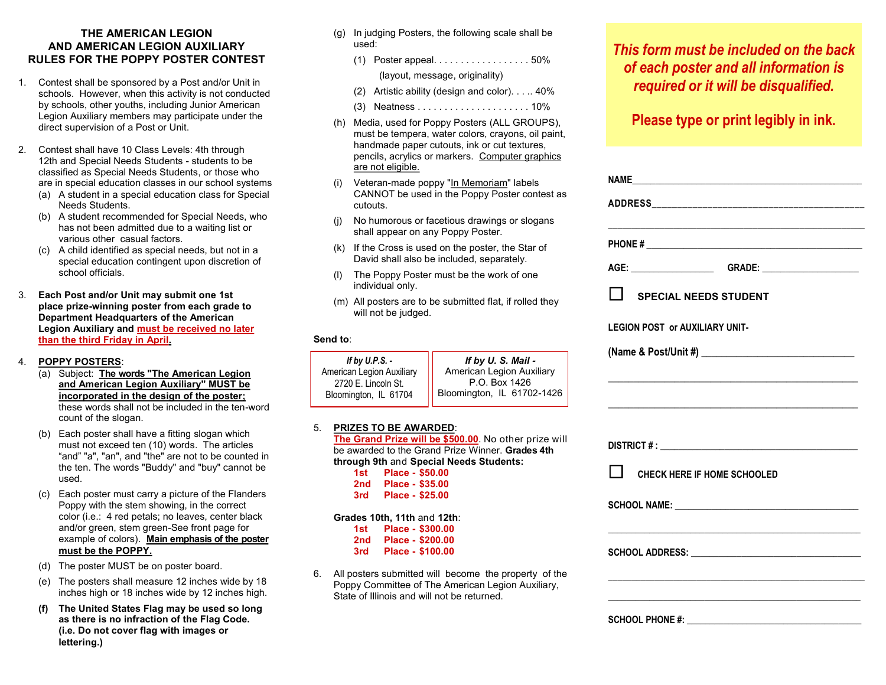# THE AMERICAN LEGION AND AMERICAN LEGION AUXILIARY RULES FOR THE POPPY POSTER CONTEST

1. Contest shall be sponsored by a Post and/or Unit in schools. However, when this activity is not conducted by schools, other youths, including Junior American Legion Auxiliary members may participate under the direct supervision of a Post or Unit.

2. Contest shall have 10 Class Levels: 4th through 12th and Special Needs Students - students to be classified as Special Needs Students, or those who are in special education classes in our school systems
   - (a) A student in a special education class for Special Needs Students.
   - (b) A student recommended for Special Needs, who has not been admitted due to a waiting list or various other casual factors.
   - (c) A child identified as special needs, but not in a special education contingent upon discretion of school officials.

3. **Each Post and/or Unit may submit one 1st place prize-winning poster from each grade to Department Headquarters of the American Legion Auxiliary and must be received no later than the third Friday in April.**

4. **POPPY POSTERS**:
   - (a) Subject: **The words "The American Legion and American Legion Auxiliary" MUST be incorporated in the design of the poster;** these words shall not be included in the ten-word count of the slogan.
   - (b) Each poster shall have a fitting slogan which must not exceed ten (10) words. The articles "and" "a", "an", and "the" are not to be counted in the ten. The words "Buddy" and "buy" cannot be used.
   - (c) Each poster must carry a picture of the Flanders Poppy with the stem showing, in the correct color (i.e.: 4 red petals; no leaves, center black and/or green, stem green-See front page for example of colors). **Main emphasis of the poster must be the POPPY.**
   - (d) The poster MUST be on poster board.
   - (e) The posters shall measure 12 inches wide by 18 inches high or 18 inches wide by 12 inches high.
   - **(f) The United States Flag may be used so long as there is no infraction of the Flag Code. (i.e. Do not cover flag with images or lettering.)**
   - (g) In judging Posters, the following scale shall be used:
     - (1) Poster appeal. . . . . . . . . . . . . . . . . . 50% (layout, message, originality)
     - (2) Artistic ability (design and color). . . . . 40%
     - (3) Neatness . . . . . . . . . . . . . . . . . . . . . 10%
   - (h) Media, used for Poppy Posters (ALL GROUPS), must be tempera, water colors, crayons, oil paint, handmade paper cutouts, ink or cut textures, pencils, acrylics or markers. Computer graphics are not eligible.
   - (i) Veteran-made poppy "In Memoriam" labels CANNOT be used in the Poppy Poster contest as cutouts.
   - (j) No humorous or facetious drawings or slogans shall appear on any Poppy Poster.
   - (k) If the Cross is used on the poster, the Star of David shall also be included, separately.
   - (l) The Poppy Poster must be the work of one individual only.
   - (m) All posters are to be submitted flat, if rolled they will not be judged.

**Send to**:

| *If by U.P.S. -* | *If by U. S. Mail -* |
|---|---|
| American Legion Auxiliary<br>2720 E. Lincoln St.<br>Bloomington, IL 61704 | American Legion Auxiliary<br>P.O. Box 1426<br>Bloomington, IL 61702-1426 |

5. **PRIZES TO BE AWARDED**:
   **The Grand Prize will be $500.00**. No other prize will be awarded to the Grand Prize Winner. **Grades 4th through 9th** and **Special Needs Students:**
   - **1st Place - $50.00**
   - **2nd Place - $35.00**
   - **3rd Place - $25.00**

   **Grades 10th, 11th** and **12th**:
   - **1st Place - $300.00**
   - **2nd Place - $200.00**
   - **3rd Place - $100.00**

6. All posters submitted will become the property of the Poppy Committee of The American Legion Auxiliary, State of Illinois and will not be returned.

***This form must be included on the back of each poster and all information is required or it will be disqualified.***

**Please type or print legibly in ink.**

NAME ______________________________________________

ADDRESS ___________________________________________

___________________________________________________

PHONE # ___________________________________________

AGE: ________________ GRADE: ___________________

☐ **SPECIAL NEEDS STUDENT**

LEGION POST or AUXILIARY UNIT-

(Name & Post/Unit #) _____________________________

___________________________________________________

___________________________________________________

DISTRICT # : ______________________________________

☐ CHECK HERE IF HOME SCHOOLED

SCHOOL NAME: ______________________________________

___________________________________________________

SCHOOL ADDRESS: ___________________________________

___________________________________________________

___________________________________________________

SCHOOL PHONE #: ___________________________________